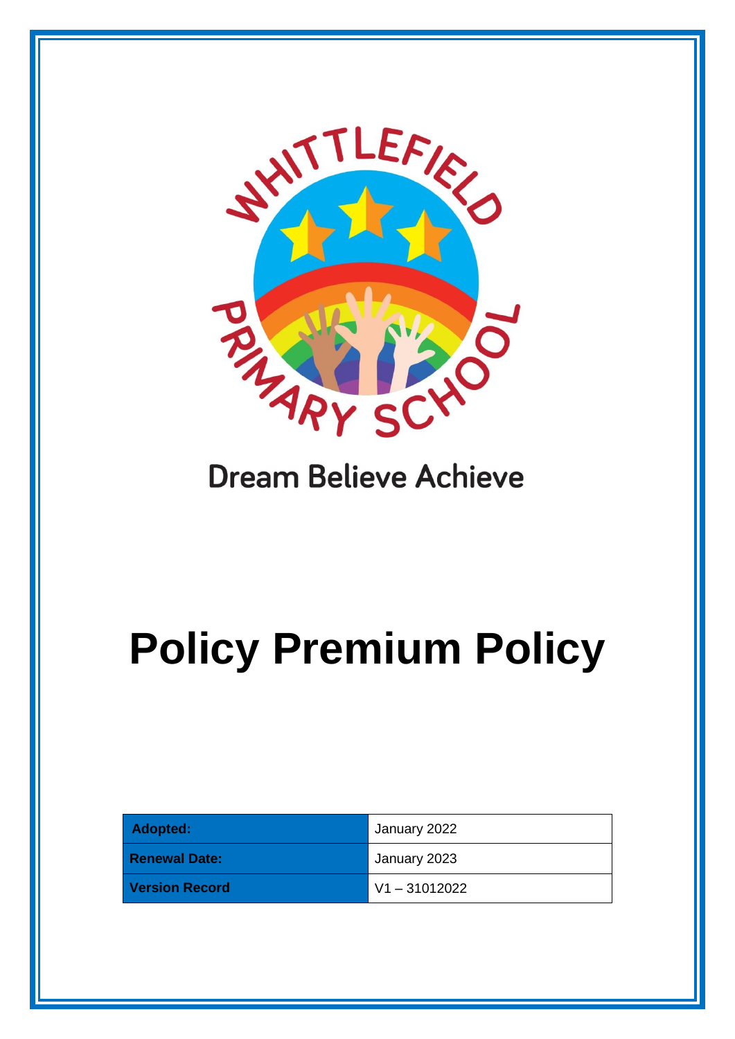WHITTLEFIELD PRIMARY SCHOOL

Dream Believe Achieve

# Policy Premium Policy

| Adopted: | January 2022 |
|---|---|
| Renewal Date: | January 2023 |
| Version Record | V1 – 31012022 |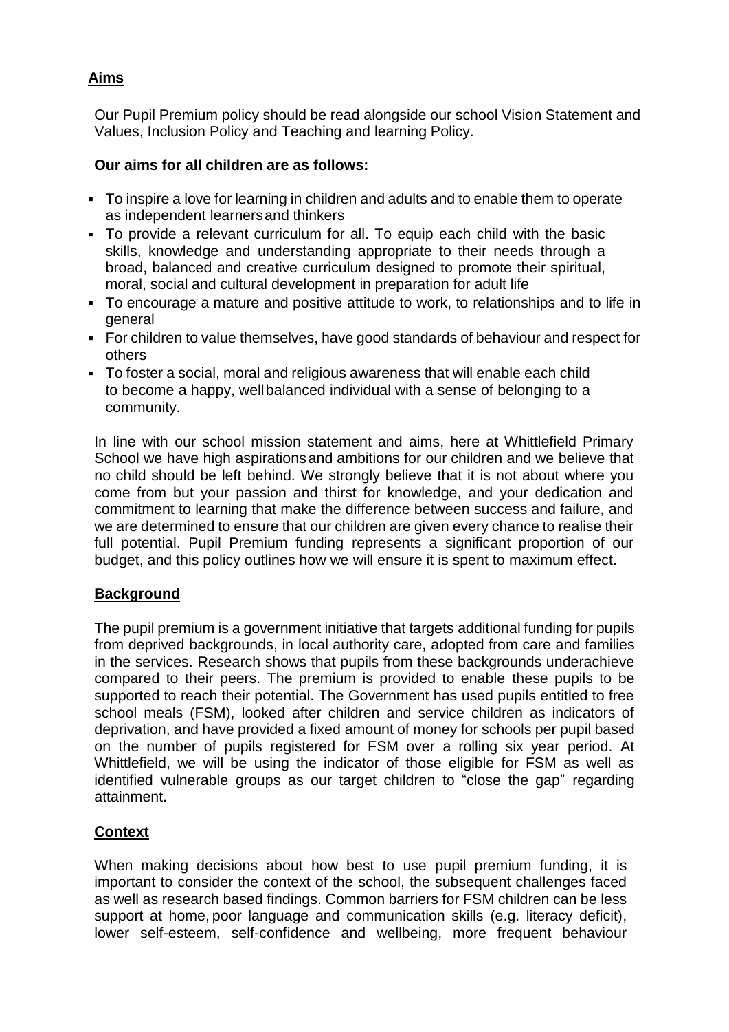## Aims

Our Pupil Premium policy should be read alongside our school Vision Statement and Values, Inclusion Policy and Teaching and learning Policy.

**Our aims for all children are as follows:**

- To inspire a love for learning in children and adults and to enable them to operate as independent learners and thinkers
- To provide a relevant curriculum for all. To equip each child with the basic skills, knowledge and understanding appropriate to their needs through a broad, balanced and creative curriculum designed to promote their spiritual, moral, social and cultural development in preparation for adult life
- To encourage a mature and positive attitude to work, to relationships and to life in general
- For children to value themselves, have good standards of behaviour and respect for others
- To foster a social, moral and religious awareness that will enable each child to become a happy, well balanced individual with a sense of belonging to a community.

In line with our school mission statement and aims, here at Whittlefield Primary School we have high aspirations and ambitions for our children and we believe that no child should be left behind. We strongly believe that it is not about where you come from but your passion and thirst for knowledge, and your dedication and commitment to learning that make the difference between success and failure, and we are determined to ensure that our children are given every chance to realise their full potential. Pupil Premium funding represents a significant proportion of our budget, and this policy outlines how we will ensure it is spent to maximum effect.

## Background

The pupil premium is a government initiative that targets additional funding for pupils from deprived backgrounds, in local authority care, adopted from care and families in the services. Research shows that pupils from these backgrounds underachieve compared to their peers. The premium is provided to enable these pupils to be supported to reach their potential. The Government has used pupils entitled to free school meals (FSM), looked after children and service children as indicators of deprivation, and have provided a fixed amount of money for schools per pupil based on the number of pupils registered for FSM over a rolling six year period. At Whittlefield, we will be using the indicator of those eligible for FSM as well as identified vulnerable groups as our target children to "close the gap" regarding attainment.

## Context

When making decisions about how best to use pupil premium funding, it is important to consider the context of the school, the subsequent challenges faced as well as research based findings. Common barriers for FSM children can be less support at home, poor language and communication skills (e.g. literacy deficit), lower self-esteem, self-confidence and wellbeing, more frequent behaviour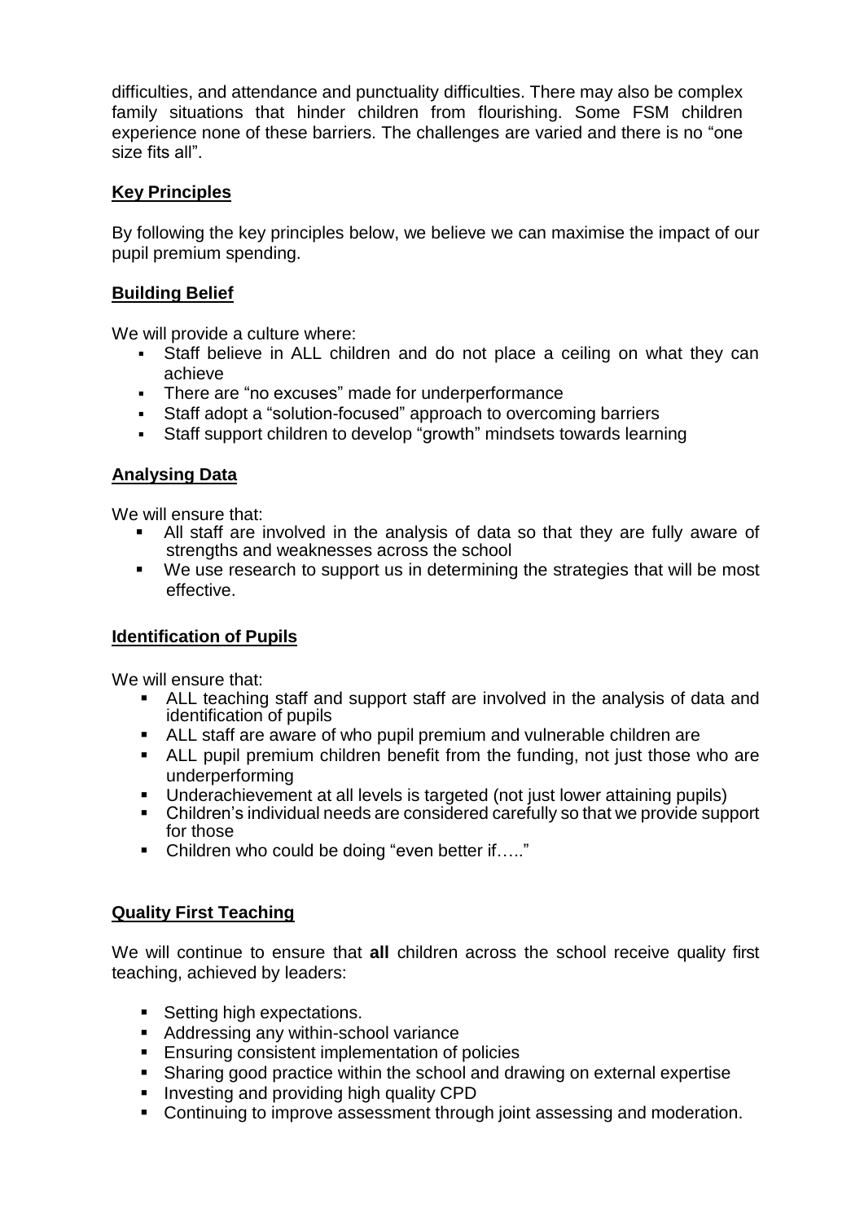difficulties, and attendance and punctuality difficulties. There may also be complex family situations that hinder children from flourishing. Some FSM children experience none of these barriers. The challenges are varied and there is no "one size fits all".

## Key Principles

By following the key principles below, we believe we can maximise the impact of our pupil premium spending.

## Building Belief

We will provide a culture where:

- Staff believe in ALL children and do not place a ceiling on what they can achieve
- There are "no excuses" made for underperformance
- Staff adopt a "solution-focused" approach to overcoming barriers
- Staff support children to develop "growth" mindsets towards learning

## Analysing Data

We will ensure that:

- All staff are involved in the analysis of data so that they are fully aware of strengths and weaknesses across the school
- We use research to support us in determining the strategies that will be most effective.

## Identification of Pupils

We will ensure that:

- ALL teaching staff and support staff are involved in the analysis of data and identification of pupils
- ALL staff are aware of who pupil premium and vulnerable children are
- ALL pupil premium children benefit from the funding, not just those who are underperforming
- Underachievement at all levels is targeted (not just lower attaining pupils)
- Children's individual needs are considered carefully so that we provide support for those
- Children who could be doing "even better if….."

## Quality First Teaching

We will continue to ensure that **all** children across the school receive quality first teaching, achieved by leaders:

- Setting high expectations.
- Addressing any within-school variance
- Ensuring consistent implementation of policies
- Sharing good practice within the school and drawing on external expertise
- Investing and providing high quality CPD
- Continuing to improve assessment through joint assessing and moderation.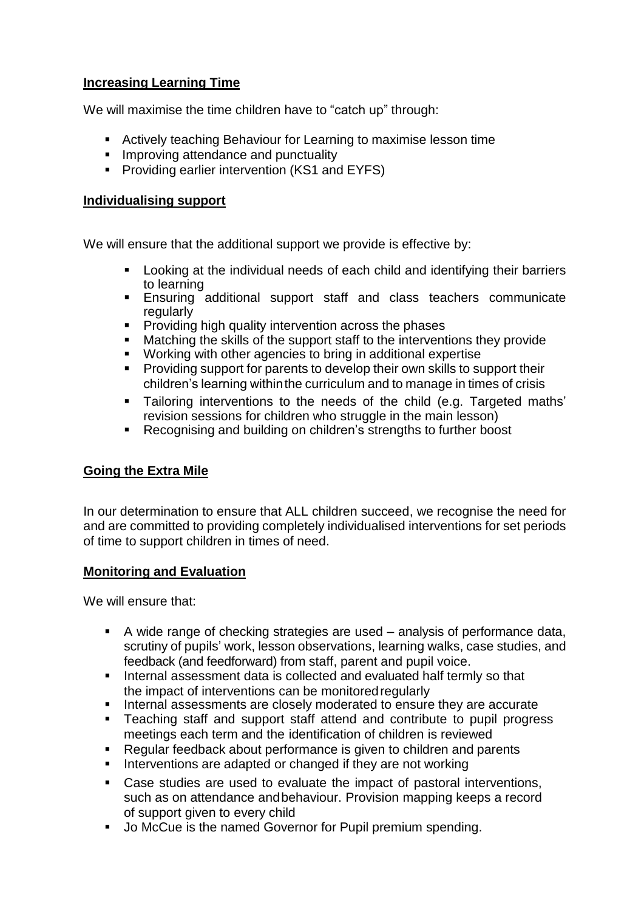## Increasing Learning Time

We will maximise the time children have to "catch up" through:

- Actively teaching Behaviour for Learning to maximise lesson time
- Improving attendance and punctuality
- Providing earlier intervention (KS1 and EYFS)

## Individualising support

We will ensure that the additional support we provide is effective by:

- Looking at the individual needs of each child and identifying their barriers to learning
- Ensuring additional support staff and class teachers communicate regularly
- Providing high quality intervention across the phases
- Matching the skills of the support staff to the interventions they provide
- Working with other agencies to bring in additional expertise
- Providing support for parents to develop their own skills to support their children's learning within the curriculum and to manage in times of crisis
- Tailoring interventions to the needs of the child (e.g. Targeted maths' revision sessions for children who struggle in the main lesson)
- Recognising and building on children's strengths to further boost

## Going the Extra Mile

In our determination to ensure that ALL children succeed, we recognise the need for and are committed to providing completely individualised interventions for set periods of time to support children in times of need.

## Monitoring and Evaluation

We will ensure that:

- A wide range of checking strategies are used – analysis of performance data, scrutiny of pupils' work, lesson observations, learning walks, case studies, and feedback (and feedforward) from staff, parent and pupil voice.
- Internal assessment data is collected and evaluated half termly so that the impact of interventions can be monitored regularly
- Internal assessments are closely moderated to ensure they are accurate
- Teaching staff and support staff attend and contribute to pupil progress meetings each term and the identification of children is reviewed
- Regular feedback about performance is given to children and parents
- Interventions are adapted or changed if they are not working
- Case studies are used to evaluate the impact of pastoral interventions, such as on attendance and behaviour. Provision mapping keeps a record of support given to every child
- Jo McCue is the named Governor for Pupil premium spending.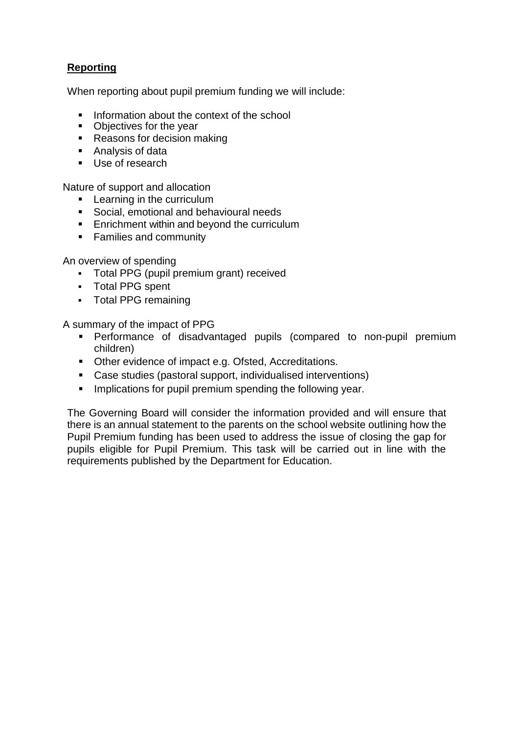**Reporting**

When reporting about pupil premium funding we will include:

- Information about the context of the school
- Objectives for the year
- Reasons for decision making
- Analysis of data
- Use of research

Nature of support and allocation

- Learning in the curriculum
- Social, emotional and behavioural needs
- Enrichment within and beyond the curriculum
- Families and community

An overview of spending

- Total PPG (pupil premium grant) received
- Total PPG spent
- Total PPG remaining

A summary of the impact of PPG

- Performance of disadvantaged pupils (compared to non-pupil premium children)
- Other evidence of impact e.g. Ofsted, Accreditations.
- Case studies (pastoral support, individualised interventions)
- Implications for pupil premium spending the following year.

The Governing Board will consider the information provided and will ensure that there is an annual statement to the parents on the school website outlining how the Pupil Premium funding has been used to address the issue of closing the gap for pupils eligible for Pupil Premium. This task will be carried out in line with the requirements published by the Department for Education.